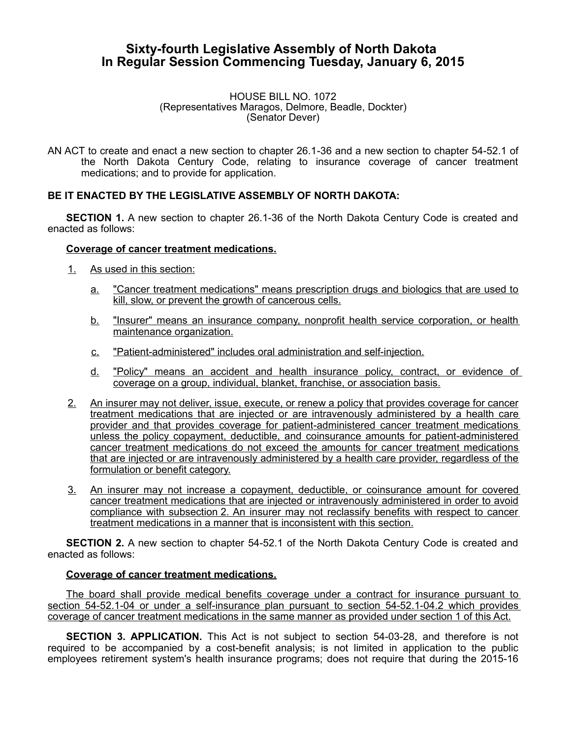# Sixty-fourth Legislative Assembly of North Dakota
# In Regular Session Commencing Tuesday, January 6, 2015

HOUSE BILL NO. 1072
(Representatives Maragos, Delmore, Beadle, Dockter)
(Senator Dever)

AN ACT to create and enact a new section to chapter 26.1-36 and a new section to chapter 54-52.1 of the North Dakota Century Code, relating to insurance coverage of cancer treatment medications; and to provide for application.

**BE IT ENACTED BY THE LEGISLATIVE ASSEMBLY OF NORTH DAKOTA:**

**SECTION 1.** A new section to chapter 26.1-36 of the North Dakota Century Code is created and enacted as follows:

**Coverage of cancer treatment medications.**

1. As used in this section:

   a. "Cancer treatment medications" means prescription drugs and biologics that are used to kill, slow, or prevent the growth of cancerous cells.

   b. "Insurer" means an insurance company, nonprofit health service corporation, or health maintenance organization.

   c. "Patient-administered" includes oral administration and self-injection.

   d. "Policy" means an accident and health insurance policy, contract, or evidence of coverage on a group, individual, blanket, franchise, or association basis.

2. An insurer may not deliver, issue, execute, or renew a policy that provides coverage for cancer treatment medications that are injected or are intravenously administered by a health care provider and that provides coverage for patient-administered cancer treatment medications unless the policy copayment, deductible, and coinsurance amounts for patient-administered cancer treatment medications do not exceed the amounts for cancer treatment medications that are injected or are intravenously administered by a health care provider, regardless of the formulation or benefit category.

3. An insurer may not increase a copayment, deductible, or coinsurance amount for covered cancer treatment medications that are injected or intravenously administered in order to avoid compliance with subsection 2. An insurer may not reclassify benefits with respect to cancer treatment medications in a manner that is inconsistent with this section.

**SECTION 2.** A new section to chapter 54-52.1 of the North Dakota Century Code is created and enacted as follows:

**Coverage of cancer treatment medications.**

The board shall provide medical benefits coverage under a contract for insurance pursuant to section 54-52.1-04 or under a self-insurance plan pursuant to section 54-52.1-04.2 which provides coverage of cancer treatment medications in the same manner as provided under section 1 of this Act.

**SECTION 3. APPLICATION.** This Act is not subject to section 54-03-28, and therefore is not required to be accompanied by a cost-benefit analysis; is not limited in application to the public employees retirement system's health insurance programs; does not require that during the 2015-16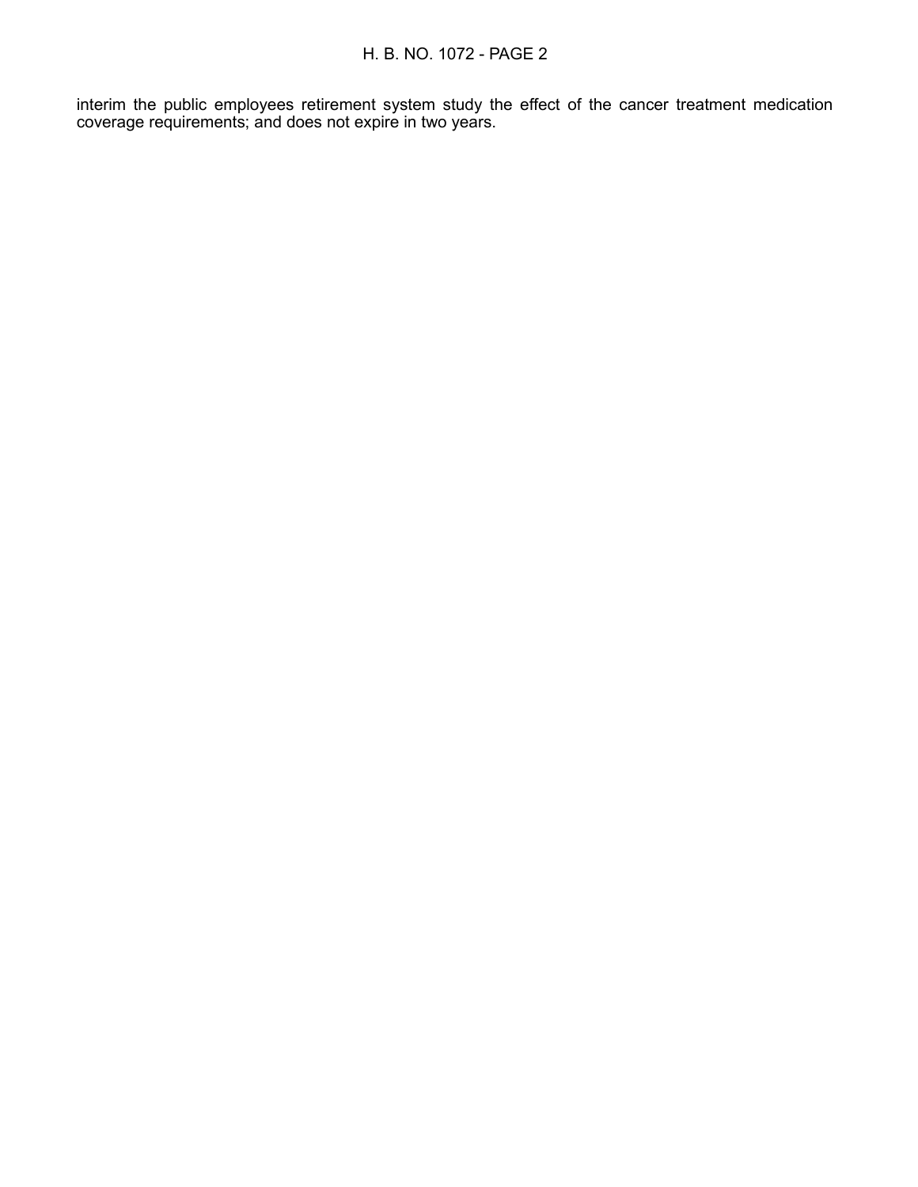interim the public employees retirement system study the effect of the cancer treatment medication coverage requirements; and does not expire in two years.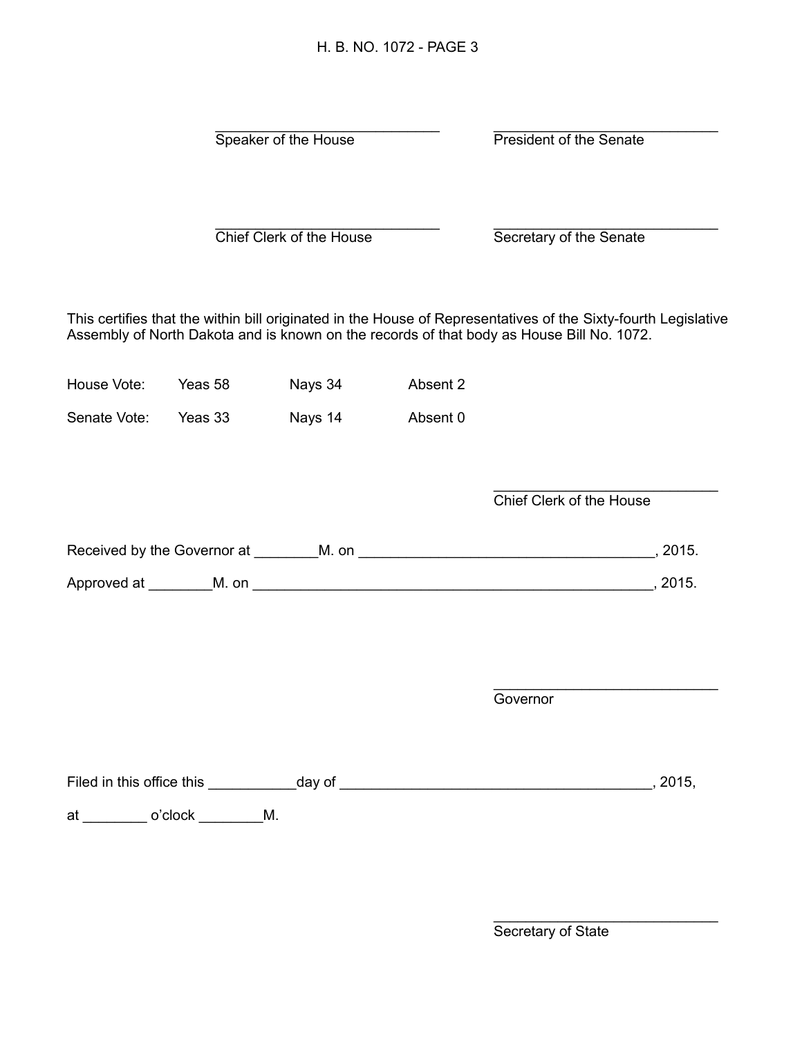\_\_\_\_\_\_\_\_\_\_\_\_\_\_\_\_\_\_\_\_\_\_\_\_\_\_\_\_\_\_
Speaker of the House

\_\_\_\_\_\_\_\_\_\_\_\_\_\_\_\_\_\_\_\_\_\_\_\_\_\_\_\_\_\_
President of the Senate

\_\_\_\_\_\_\_\_\_\_\_\_\_\_\_\_\_\_\_\_\_\_\_\_\_\_\_\_\_\_
Chief Clerk of the House

\_\_\_\_\_\_\_\_\_\_\_\_\_\_\_\_\_\_\_\_\_\_\_\_\_\_\_\_\_\_
Secretary of the Senate

This certifies that the within bill originated in the House of Representatives of the Sixty-fourth Legislative Assembly of North Dakota and is known on the records of that body as House Bill No. 1072.

| | | | |
|---|---|---|---|
| House Vote: | Yeas 58 | Nays 34 | Absent 2 |
| Senate Vote: | Yeas 33 | Nays 14 | Absent 0 |

\_\_\_\_\_\_\_\_\_\_\_\_\_\_\_\_\_\_\_\_\_\_\_\_\_\_\_\_\_\_
Chief Clerk of the House

Received by the Governor at \_\_\_\_\_\_\_\_M. on \_\_\_\_\_\_\_\_\_\_\_\_\_\_\_\_\_\_\_\_\_\_\_\_\_\_\_\_\_\_\_\_\_\_\_\_\_\_, 2015.

Approved at \_\_\_\_\_\_\_\_M. on \_\_\_\_\_\_\_\_\_\_\_\_\_\_\_\_\_\_\_\_\_\_\_\_\_\_\_\_\_\_\_\_\_\_\_\_\_\_\_\_\_\_\_\_\_\_\_\_\_\_\_\_\_\_, 2015.

\_\_\_\_\_\_\_\_\_\_\_\_\_\_\_\_\_\_\_\_\_\_\_\_\_\_\_\_\_\_
Governor

Filed in this office this \_\_\_\_\_\_\_\_\_\_\_day of \_\_\_\_\_\_\_\_\_\_\_\_\_\_\_\_\_\_\_\_\_\_\_\_\_\_\_\_\_\_\_\_\_\_\_\_\_\_\_\_, 2015,

at \_\_\_\_\_\_\_\_ o'clock \_\_\_\_\_\_\_\_M.

\_\_\_\_\_\_\_\_\_\_\_\_\_\_\_\_\_\_\_\_\_\_\_\_\_\_\_\_\_\_
Secretary of State